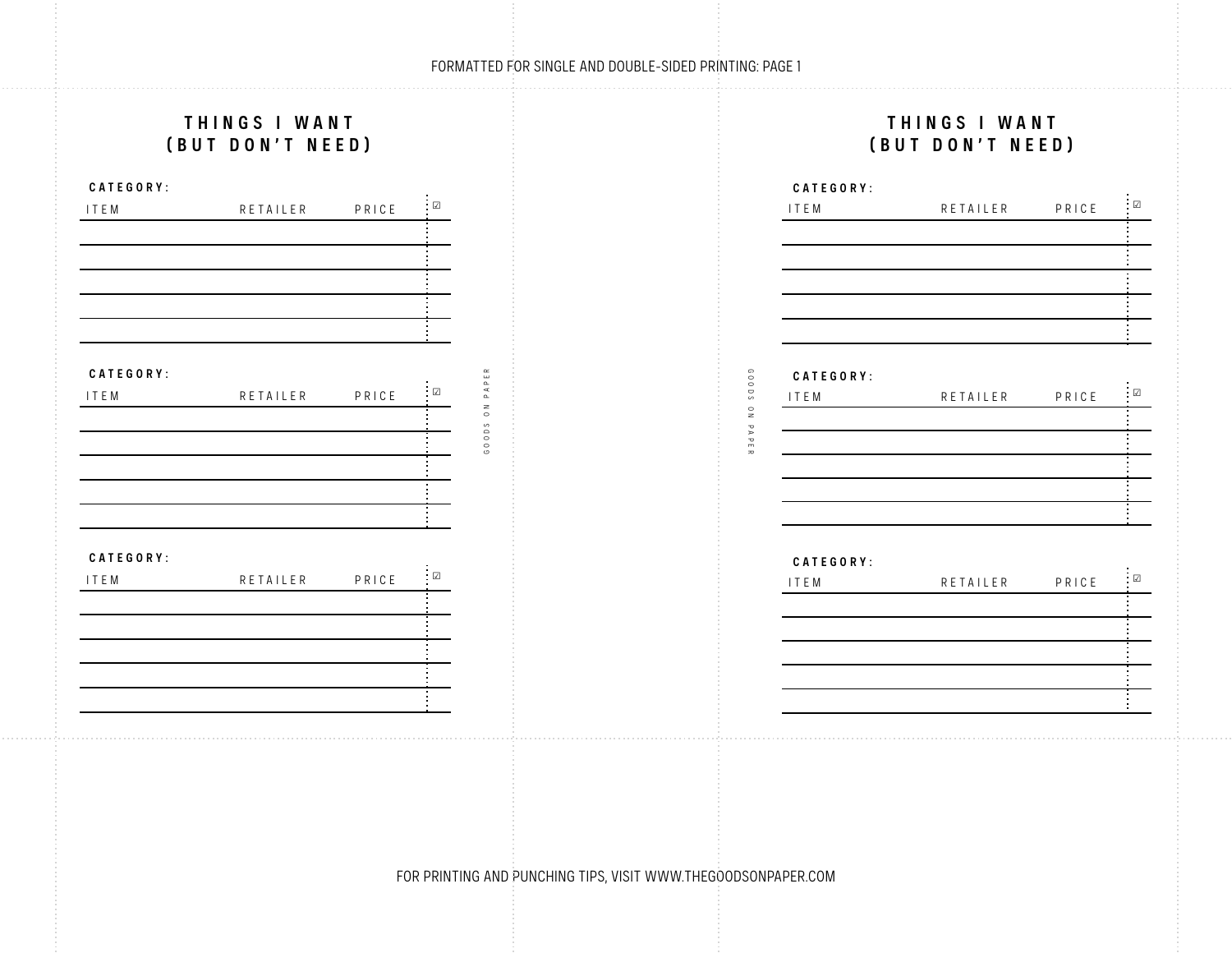FORMATTED FOR SINGLE AND DOUBLE-SIDED PRINTING: PAGE 1

## THINGS I WANT (BUT DON'T NEED)

**CATEGORY:**

| ITEM | RETAILER | PRICE | ☑ |
|---|---|---|---|
| | | | |
| | | | |
| | | | |
| | | | |
| | | | |

**CATEGORY:**

| ITEM | RETAILER | PRICE | ☑ |
|---|---|---|---|
| | | | |
| | | | |
| | | | |
| | | | |
| | | | |

**CATEGORY:**

| ITEM | RETAILER | PRICE | ☑ |
|---|---|---|---|
| | | | |
| | | | |
| | | | |
| | | | |
| | | | |

GOODS ON PAPER

GOODS ON PAPER

## THINGS I WANT (BUT DON'T NEED)

**CATEGORY:**

| ITEM | RETAILER | PRICE | ☑ |
|---|---|---|---|
| | | | |
| | | | |
| | | | |
| | | | |
| | | | |

**CATEGORY:**

| ITEM | RETAILER | PRICE | ☑ |
|---|---|---|---|
| | | | |
| | | | |
| | | | |
| | | | |
| | | | |

**CATEGORY:**

| ITEM | RETAILER | PRICE | ☑ |
|---|---|---|---|
| | | | |
| | | | |
| | | | |
| | | | |
| | | | |

FOR PRINTING AND PUNCHING TIPS, VISIT WWW.THEGOODSONPAPER.COM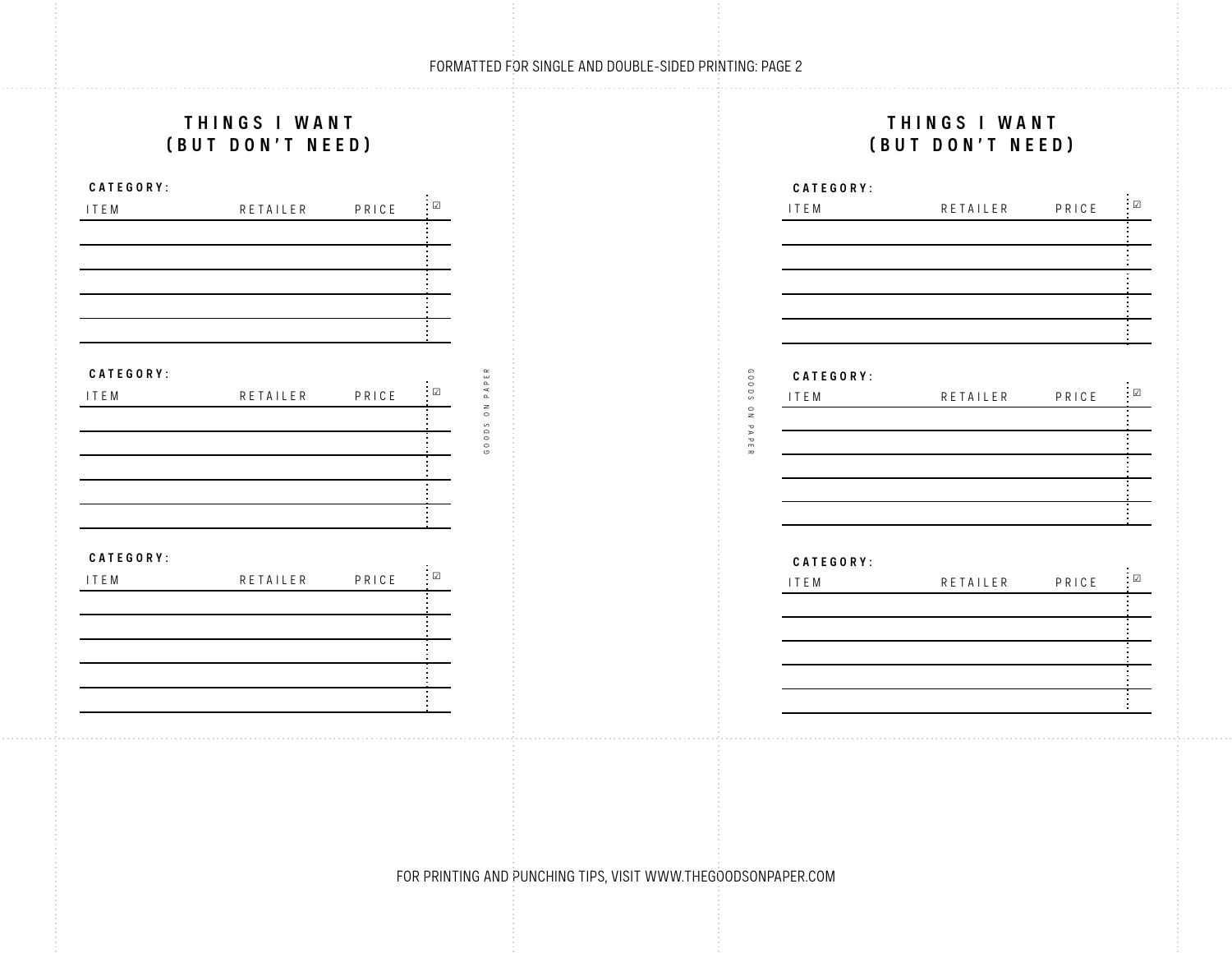FORMATTED FOR SINGLE AND DOUBLE-SIDED PRINTING: PAGE 2

## THINGS I WANT (BUT DON'T NEED)

**CATEGORY:**

| ITEM | RETAILER | PRICE | ☑ |
| --- | --- | --- | --- |
| | | | |
| | | | |
| | | | |
| | | | |
| | | | |

**CATEGORY:**

| ITEM | RETAILER | PRICE | ☑ |
| --- | --- | --- | --- |
| | | | |
| | | | |
| | | | |
| | | | |
| | | | |

**CATEGORY:**

| ITEM | RETAILER | PRICE | ☑ |
| --- | --- | --- | --- |
| | | | |
| | | | |
| | | | |
| | | | |
| | | | |

GOODS ON PAPER

## THINGS I WANT (BUT DON'T NEED)

**CATEGORY:**

| ITEM | RETAILER | PRICE | ☑ |
| --- | --- | --- | --- |
| | | | |
| | | | |
| | | | |
| | | | |
| | | | |

**CATEGORY:**

| ITEM | RETAILER | PRICE | ☑ |
| --- | --- | --- | --- |
| | | | |
| | | | |
| | | | |
| | | | |
| | | | |

**CATEGORY:**

| ITEM | RETAILER | PRICE | ☑ |
| --- | --- | --- | --- |
| | | | |
| | | | |
| | | | |
| | | | |
| | | | |

GOODS ON PAPER

FOR PRINTING AND PUNCHING TIPS, VISIT WWW.THEGOODSONPAPER.COM